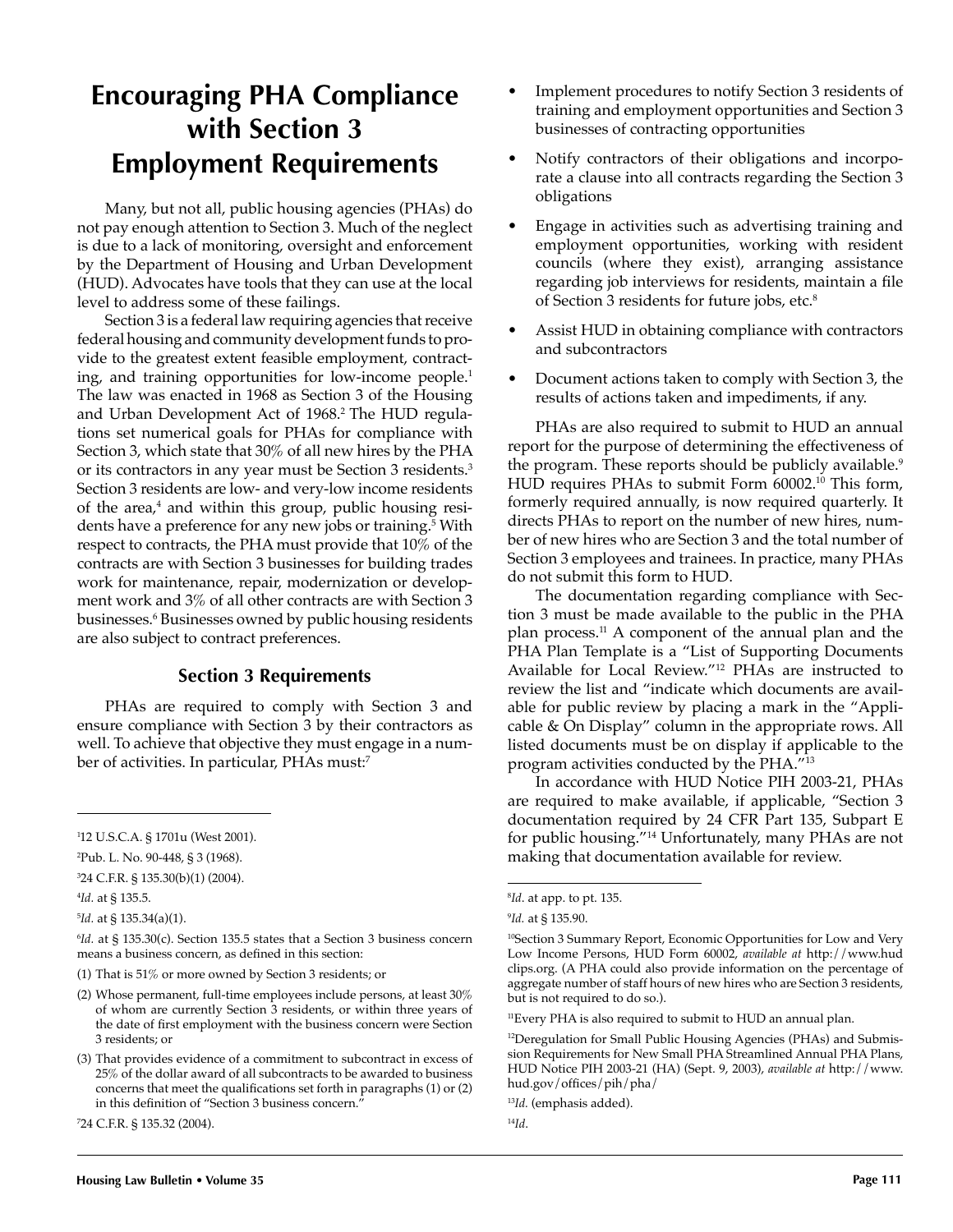# Encouraging PHA Compliance with Section 3 Employment Requirements

Many, but not all, public housing agencies (PHAs) do not pay enough attention to Section 3. Much of the neglect is due to a lack of monitoring, oversight and enforcement by the Department of Housing and Urban Development (HUD). Advocates have tools that they can use at the local level to address some of these failings.

Section 3 is a federal law requiring agencies that receive federal housing and community development funds to provide to the greatest extent feasible employment, contracting, and training opportunities for low-income people.[1] The law was enacted in 1968 as Section 3 of the Housing and Urban Development Act of 1968.[2] The HUD regulations set numerical goals for PHAs for compliance with Section 3, which state that 30% of all new hires by the PHA or its contractors in any year must be Section 3 residents.[3] Section 3 residents are low- and very-low income residents of the area,[4] and within this group, public housing residents have a preference for any new jobs or training.[5] With respect to contracts, the PHA must provide that 10% of the contracts are with Section 3 businesses for building trades work for maintenance, repair, modernization or development work and 3% of all other contracts are with Section 3 businesses.[6] Businesses owned by public housing residents are also subject to contract preferences.

## Section 3 Requirements

PHAs are required to comply with Section 3 and ensure compliance with Section 3 by their contractors as well. To achieve that objective they must engage in a number of activities. In particular, PHAs must:[7]

- Implement procedures to notify Section 3 residents of training and employment opportunities and Section 3 businesses of contracting opportunities
- Notify contractors of their obligations and incorporate a clause into all contracts regarding the Section 3 obligations
- Engage in activities such as advertising training and employment opportunities, working with resident councils (where they exist), arranging assistance regarding job interviews for residents, maintain a file of Section 3 residents for future jobs, etc.[8]
- Assist HUD in obtaining compliance with contractors and subcontractors
- Document actions taken to comply with Section 3, the results of actions taken and impediments, if any.

PHAs are also required to submit to HUD an annual report for the purpose of determining the effectiveness of the program. These reports should be publicly available.[9] HUD requires PHAs to submit Form 60002.[10] This form, formerly required annually, is now required quarterly. It directs PHAs to report on the number of new hires, number of new hires who are Section 3 and the total number of Section 3 employees and trainees. In practice, many PHAs do not submit this form to HUD.

The documentation regarding compliance with Section 3 must be made available to the public in the PHA plan process.[11] A component of the annual plan and the PHA Plan Template is a "List of Supporting Documents Available for Local Review."[12] PHAs are instructed to review the list and "indicate which documents are available for public review by placing a mark in the "Applicable & On Display" column in the appropriate rows. All listed documents must be on display if applicable to the program activities conducted by the PHA."[13]

In accordance with HUD Notice PIH 2003-21, PHAs are required to make available, if applicable, "Section 3 documentation required by 24 CFR Part 135, Subpart E for public housing."[14] Unfortunately, many PHAs are not making that documentation available for review.

---

[1] 12 U.S.C.A. § 1701u (West 2001).

[2] Pub. L. No. 90-448, § 3 (1968).

[3] 24 C.F.R. § 135.30(b)(1) (2004).

[4] *Id.* at § 135.5.

[5] *Id.* at § 135.34(a)(1).

[6] *Id.* at § 135.30(c). Section 135.5 states that a Section 3 business concern means a business concern, as defined in this section:

(1) That is 51% or more owned by Section 3 residents; or

(2) Whose permanent, full-time employees include persons, at least 30% of whom are currently Section 3 residents, or within three years of the date of first employment with the business concern were Section 3 residents; or

(3) That provides evidence of a commitment to subcontract in excess of 25% of the dollar award of all subcontracts to be awarded to business concerns that meet the qualifications set forth in paragraphs (1) or (2) in this definition of "Section 3 business concern."

[7] 24 C.F.R. § 135.32 (2004).

[8] *Id.* at app. to pt. 135.

[9] *Id.* at § 135.90.

[10] Section 3 Summary Report, Economic Opportunities for Low and Very Low Income Persons, HUD Form 60002, *available at* http://www.hudclips.org. (A PHA could also provide information on the percentage of aggregate number of staff hours of new hires who are Section 3 residents, but is not required to do so.).

[11] Every PHA is also required to submit to HUD an annual plan.

[12] Deregulation for Small Public Housing Agencies (PHAs) and Submission Requirements for New Small PHA Streamlined Annual PHA Plans, HUD Notice PIH 2003-21 (HA) (Sept. 9, 2003), *available at* http://www.hud.gov/offices/pih/pha/

[13] *Id.* (emphasis added).

[14] *Id.*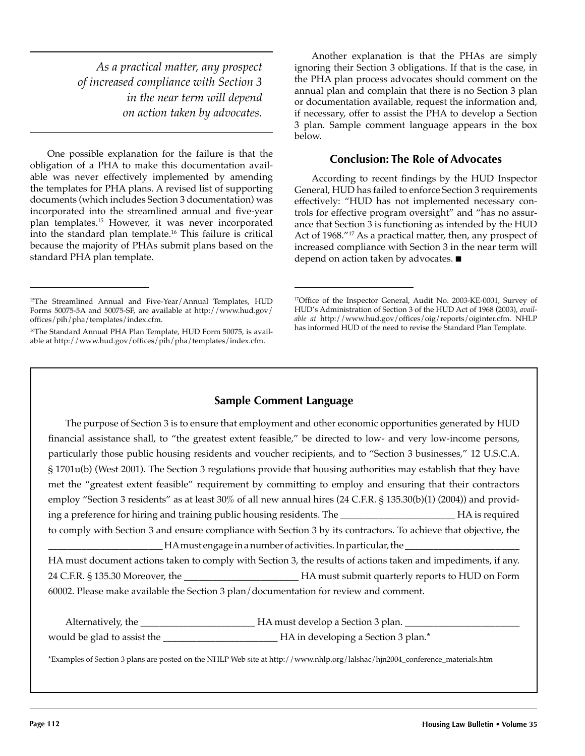> *As a practical matter, any prospect of increased compliance with Section 3 in the near term will depend on action taken by advocates.*

One possible explanation for the failure is that the obligation of a PHA to make this documentation available was never effectively implemented by amending the templates for PHA plans. A revised list of supporting documents (which includes Section 3 documentation) was incorporated into the streamlined annual and five-year plan templates.[15] However, it was never incorporated into the standard plan template.[16] This failure is critical because the majority of PHAs submit plans based on the standard PHA plan template.

Another explanation is that the PHAs are simply ignoring their Section 3 obligations. If that is the case, in the PHA plan process advocates should comment on the annual plan and complain that there is no Section 3 plan or documentation available, request the information and, if necessary, offer to assist the PHA to develop a Section 3 plan. Sample comment language appears in the box below.

## Conclusion: The Role of Advocates

According to recent findings by the HUD Inspector General, HUD has failed to enforce Section 3 requirements effectively: "HUD has not implemented necessary controls for effective program oversight" and "has no assurance that Section 3 is functioning as intended by the HUD Act of 1968."[17] As a practical matter, then, any prospect of increased compliance with Section 3 in the near term will depend on action taken by advocates. ■

---

[15]The Streamlined Annual and Five-Year/Annual Templates, HUD Forms 50075-5A and 50075-SF, are available at http://www.hud.gov/offices/pih/pha/templates/index.cfm.

[16]The Standard Annual PHA Plan Template, HUD Form 50075, is available at http://www.hud.gov/offices/pih/pha/templates/index.cfm.

[17]Office of the Inspector General, Audit No. 2003-KE-0001, Survey of HUD's Administration of Section 3 of the HUD Act of 1968 (2003), *available at* http://www.hud.gov/offices/oig/reports/oiginter.cfm. NHLP has informed HUD of the need to revise the Standard Plan Template.

---

### Sample Comment Language

The purpose of Section 3 is to ensure that employment and other economic opportunities generated by HUD financial assistance shall, to "the greatest extent feasible," be directed to low- and very low-income persons, particularly those public housing residents and voucher recipients, and to "Section 3 businesses," 12 U.S.C.A. § 1701u(b) (West 2001). The Section 3 regulations provide that housing authorities may establish that they have met the "greatest extent feasible" requirement by committing to employ and ensuring that their contractors employ "Section 3 residents" as at least 30% of all new annual hires (24 C.F.R. § 135.30(b)(1) (2004)) and providing a preference for hiring and training public housing residents. The _______________________ HA is required to comply with Section 3 and ensure compliance with Section 3 by its contractors. To achieve that objective, the _______________________ HA must engage in a number of activities. In particular, the _______________________ HA must document actions taken to comply with Section 3, the results of actions taken and impediments, if any. 24 C.F.R. § 135.30 Moreover, the _______________________ HA must submit quarterly reports to HUD on Form 60002. Please make available the Section 3 plan/documentation for review and comment.

Alternatively, the _______________________ HA must develop a Section 3 plan. _______________________ would be glad to assist the _______________________ HA in developing a Section 3 plan.*

*Examples of Section 3 plans are posted on the NHLP Web site at http://www.nhlp.org/lalshac/hjn2004_conference_materials.htm